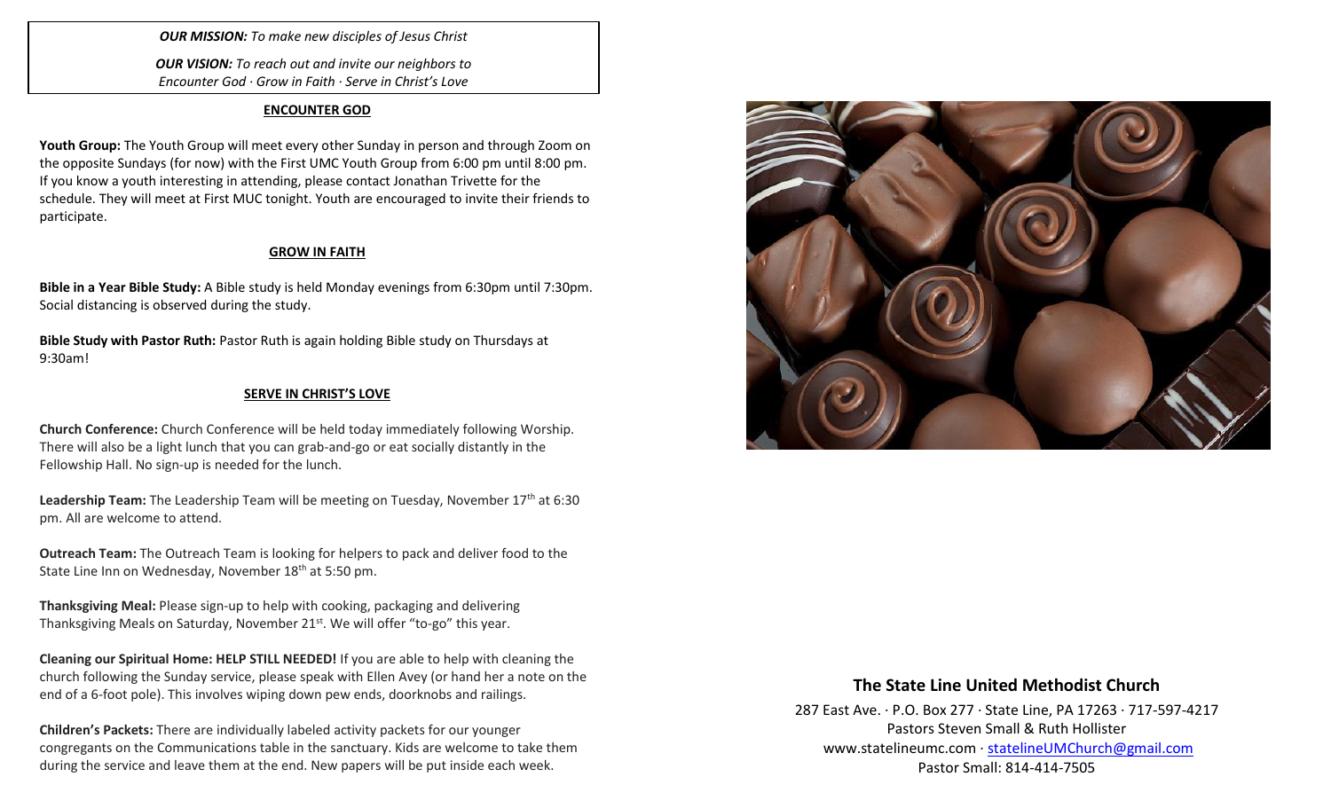***OUR MISSION:*** *To make new disciples of Jesus Christ*

***OUR VISION:*** *To reach out and invite our neighbors to Encounter God · Grow in Faith · Serve in Christ's Love*

## ENCOUNTER GOD

**Youth Group:** The Youth Group will meet every other Sunday in person and through Zoom on the opposite Sundays (for now) with the First UMC Youth Group from 6:00 pm until 8:00 pm. If you know a youth interesting in attending, please contact Jonathan Trivette for the schedule. They will meet at First MUC tonight. Youth are encouraged to invite their friends to participate.

## GROW IN FAITH

**Bible in a Year Bible Study:** A Bible study is held Monday evenings from 6:30pm until 7:30pm. Social distancing is observed during the study.

**Bible Study with Pastor Ruth:** Pastor Ruth is again holding Bible study on Thursdays at 9:30am!

## SERVE IN CHRIST'S LOVE

**Church Conference:** Church Conference will be held today immediately following Worship. There will also be a light lunch that you can grab-and-go or eat socially distantly in the Fellowship Hall. No sign-up is needed for the lunch.

**Leadership Team:** The Leadership Team will be meeting on Tuesday, November 17th at 6:30 pm. All are welcome to attend.

**Outreach Team:** The Outreach Team is looking for helpers to pack and deliver food to the State Line Inn on Wednesday, November 18th at 5:50 pm.

**Thanksgiving Meal:** Please sign-up to help with cooking, packaging and delivering Thanksgiving Meals on Saturday, November 21st. We will offer "to-go" this year.

**Cleaning our Spiritual Home: HELP STILL NEEDED!** If you are able to help with cleaning the church following the Sunday service, please speak with Ellen Avey (or hand her a note on the end of a 6-foot pole). This involves wiping down pew ends, doorknobs and railings.

**Children's Packets:** There are individually labeled activity packets for our younger congregants on the Communications table in the sanctuary. Kids are welcome to take them during the service and leave them at the end. New papers will be put inside each week.

## The State Line United Methodist Church

287 East Ave. · P.O. Box 277 · State Line, PA 17263 · 717-597-4217
Pastors Steven Small & Ruth Hollister
www.statelineumc.com · statelineUMChurch@gmail.com
Pastor Small: 814-414-7505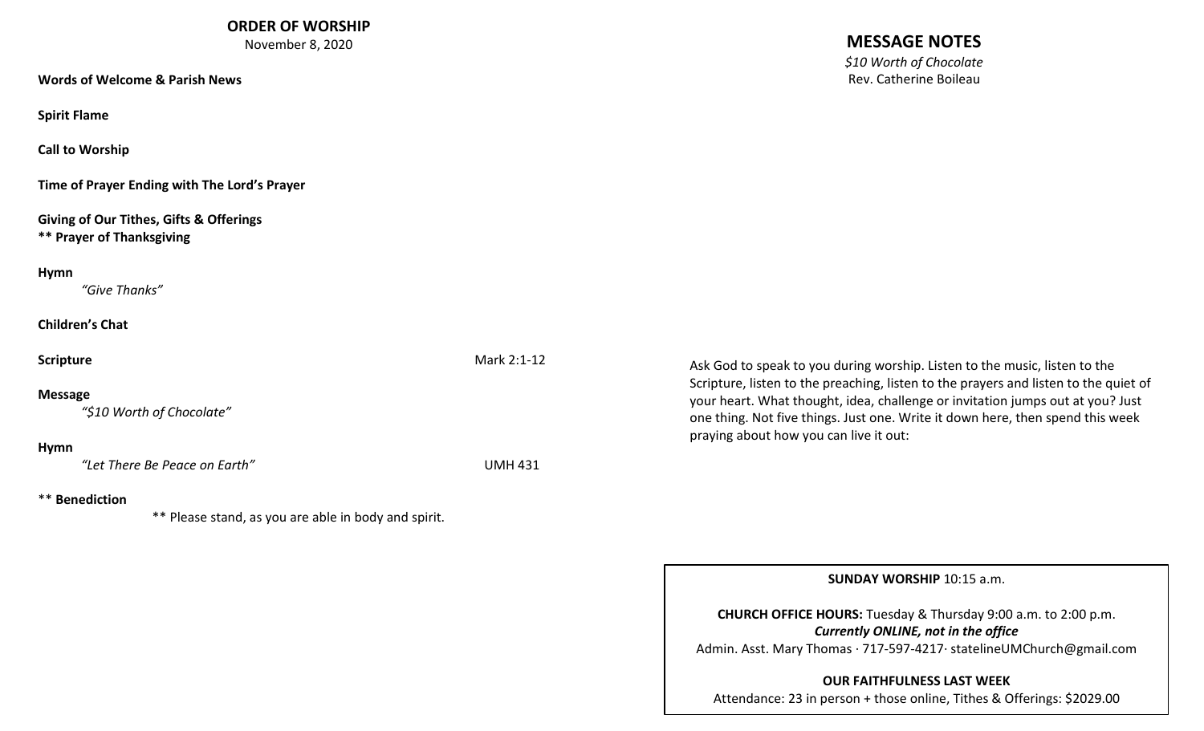## ORDER OF WORSHIP

November 8, 2020

**Words of Welcome & Parish News**

**Spirit Flame**

**Call to Worship**

**Time of Prayer Ending with The Lord's Prayer**

**Giving of Our Tithes, Gifts & Offerings**
**\*\* Prayer of Thanksgiving**

**Hymn**
*"Give Thanks"*

**Children's Chat**

**Scripture** Mark 2:1-12

**Message**
*"$10 Worth of Chocolate"*

**Hymn**
*"Let There Be Peace on Earth"* UMH 431

\*\* **Benediction**

\*\* Please stand, as you are able in body and spirit.

## MESSAGE NOTES

*$10 Worth of Chocolate*
Rev. Catherine Boileau

Ask God to speak to you during worship. Listen to the music, listen to the Scripture, listen to the preaching, listen to the prayers and listen to the quiet of your heart. What thought, idea, challenge or invitation jumps out at you? Just one thing. Not five things. Just one. Write it down here, then spend this week praying about how you can live it out:

**SUNDAY WORSHIP** 10:15 a.m.

**CHURCH OFFICE HOURS:** Tuesday & Thursday 9:00 a.m. to 2:00 p.m.
***Currently ONLINE, not in the office***
Admin. Asst. Mary Thomas · 717-597-4217· statelineUMChurch@gmail.com

**OUR FAITHFULNESS LAST WEEK**
Attendance: 23 in person + those online, Tithes & Offerings: $2029.00